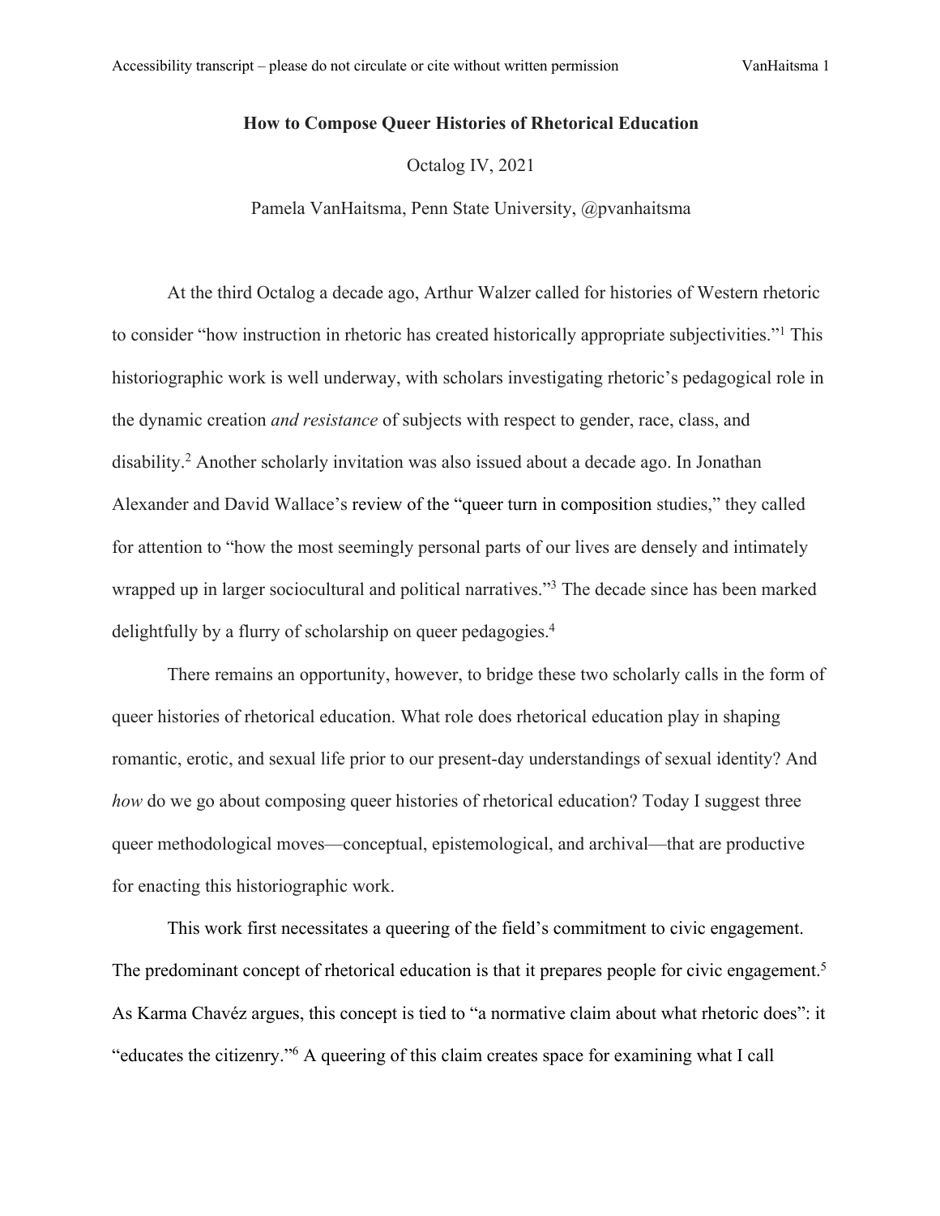**How to Compose Queer Histories of Rhetorical Education**

Octalog IV, 2021

Pamela VanHaitsma, Penn State University, @pvanhaitsma

At the third Octalog a decade ago, Arthur Walzer called for histories of Western rhetoric to consider "how instruction in rhetoric has created historically appropriate subjectivities."[1] This historiographic work is well underway, with scholars investigating rhetoric's pedagogical role in the dynamic creation *and resistance* of subjects with respect to gender, race, class, and disability.[2] Another scholarly invitation was also issued about a decade ago. In Jonathan Alexander and David Wallace's review of the "queer turn in composition studies," they called for attention to "how the most seemingly personal parts of our lives are densely and intimately wrapped up in larger sociocultural and political narratives."[3] The decade since has been marked delightfully by a flurry of scholarship on queer pedagogies.[4]

There remains an opportunity, however, to bridge these two scholarly calls in the form of queer histories of rhetorical education. What role does rhetorical education play in shaping romantic, erotic, and sexual life prior to our present-day understandings of sexual identity? And *how* do we go about composing queer histories of rhetorical education? Today I suggest three queer methodological moves—conceptual, epistemological, and archival—that are productive for enacting this historiographic work.

This work first necessitates a queering of the field's commitment to civic engagement. The predominant concept of rhetorical education is that it prepares people for civic engagement.[5] As Karma Chavéz argues, this concept is tied to "a normative claim about what rhetoric does": it "educates the citizenry."[6] A queering of this claim creates space for examining what I call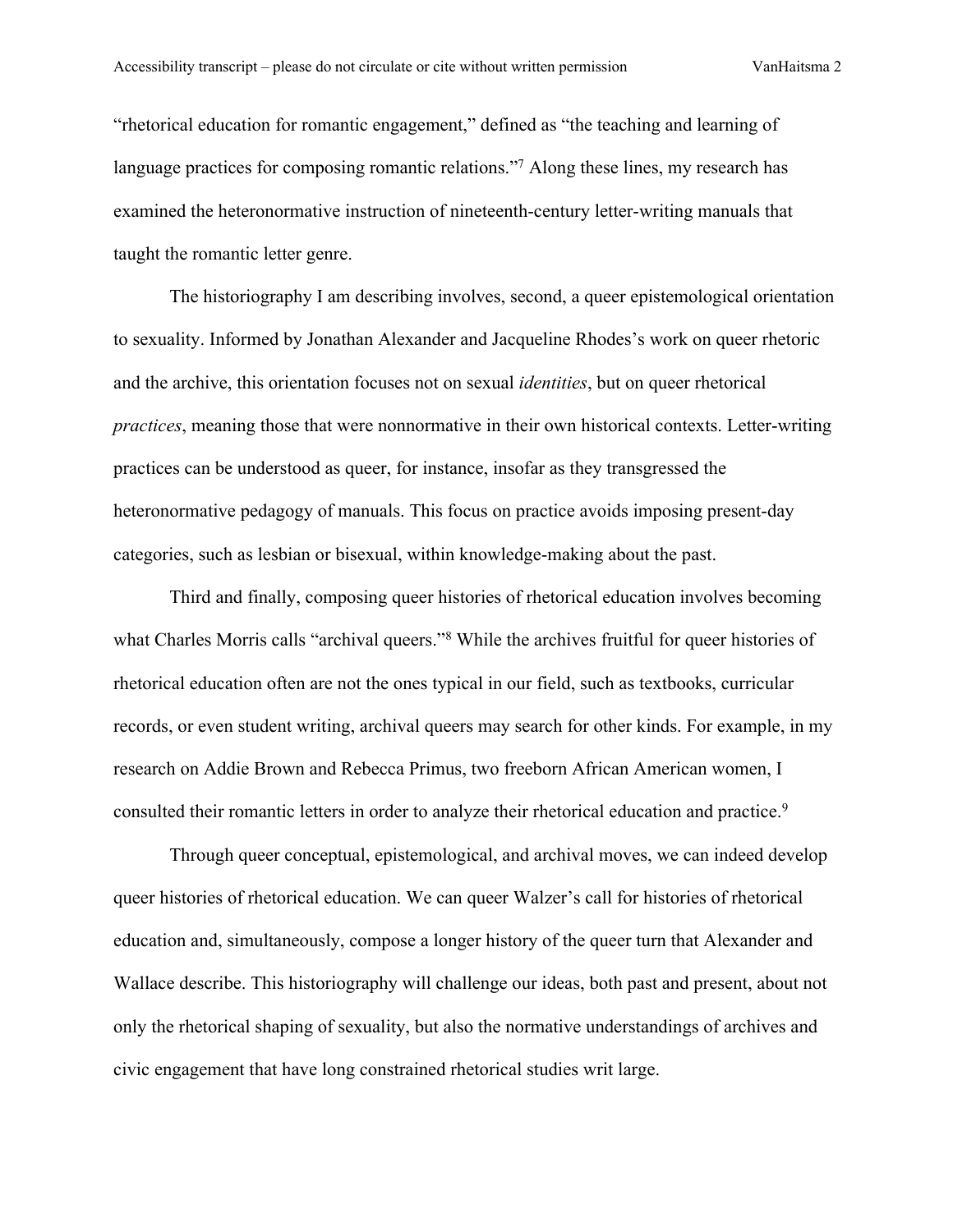"rhetorical education for romantic engagement," defined as "the teaching and learning of language practices for composing romantic relations."[7] Along these lines, my research has examined the heteronormative instruction of nineteenth-century letter-writing manuals that taught the romantic letter genre.

The historiography I am describing involves, second, a queer epistemological orientation to sexuality. Informed by Jonathan Alexander and Jacqueline Rhodes's work on queer rhetoric and the archive, this orientation focuses not on sexual *identities*, but on queer rhetorical *practices*, meaning those that were nonnormative in their own historical contexts. Letter-writing practices can be understood as queer, for instance, insofar as they transgressed the heteronormative pedagogy of manuals. This focus on practice avoids imposing present-day categories, such as lesbian or bisexual, within knowledge-making about the past.

Third and finally, composing queer histories of rhetorical education involves becoming what Charles Morris calls "archival queers."[8] While the archives fruitful for queer histories of rhetorical education often are not the ones typical in our field, such as textbooks, curricular records, or even student writing, archival queers may search for other kinds. For example, in my research on Addie Brown and Rebecca Primus, two freeborn African American women, I consulted their romantic letters in order to analyze their rhetorical education and practice.[9]

Through queer conceptual, epistemological, and archival moves, we can indeed develop queer histories of rhetorical education. We can queer Walzer's call for histories of rhetorical education and, simultaneously, compose a longer history of the queer turn that Alexander and Wallace describe. This historiography will challenge our ideas, both past and present, about not only the rhetorical shaping of sexuality, but also the normative understandings of archives and civic engagement that have long constrained rhetorical studies writ large.